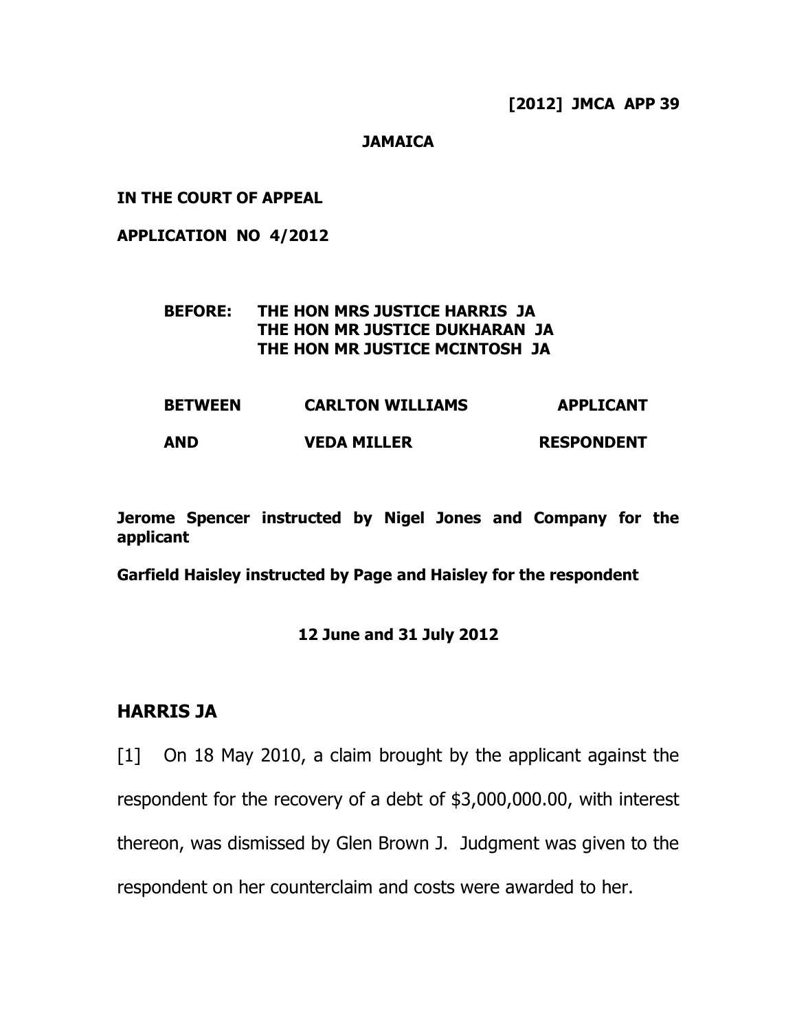**[2012] JMCA APP 39**

**JAMAICA**

**IN THE COURT OF APPEAL**

**APPLICATION NO 4/2012**

**BEFORE: THE HON MRS JUSTICE HARRIS JA**
**THE HON MR JUSTICE DUKHARAN JA**
**THE HON MR JUSTICE MCINTOSH JA**

| | | |
|---|---|---|
| **BETWEEN** | **CARLTON WILLIAMS** | **APPLICANT** |
| **AND** | **VEDA MILLER** | **RESPONDENT** |

**Jerome Spencer instructed by Nigel Jones and Company for the applicant**

**Garfield Haisley instructed by Page and Haisley for the respondent**

**12 June and 31 July 2012**

## HARRIS JA

[1] On 18 May 2010, a claim brought by the applicant against the respondent for the recovery of a debt of $3,000,000.00, with interest thereon, was dismissed by Glen Brown J. Judgment was given to the respondent on her counterclaim and costs were awarded to her.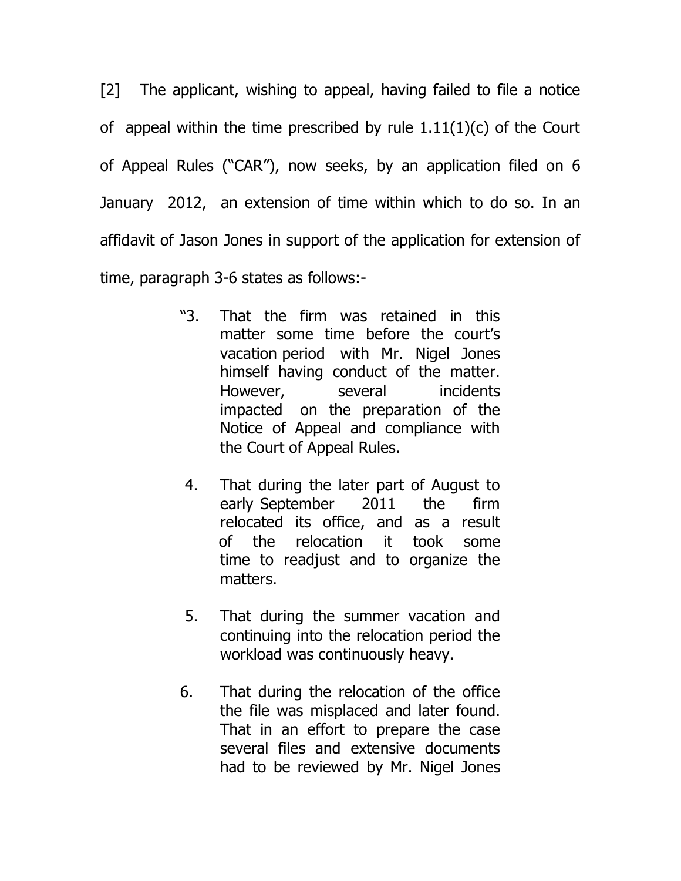[2] The applicant, wishing to appeal, having failed to file a notice of appeal within the time prescribed by rule 1.11(1)(c) of the Court of Appeal Rules ("CAR"), now seeks, by an application filed on 6 January 2012, an extension of time within which to do so. In an affidavit of Jason Jones in support of the application for extension of time, paragraph 3-6 states as follows:-

> "3. That the firm was retained in this matter some time before the court's vacation period with Mr. Nigel Jones himself having conduct of the matter. However, several incidents impacted on the preparation of the Notice of Appeal and compliance with the Court of Appeal Rules.
>
> 4. That during the later part of August to early September 2011 the firm relocated its office, and as a result of the relocation it took some time to readjust and to organize the matters.
>
> 5. That during the summer vacation and continuing into the relocation period the workload was continuously heavy.
>
> 6. That during the relocation of the office the file was misplaced and later found. That in an effort to prepare the case several files and extensive documents had to be reviewed by Mr. Nigel Jones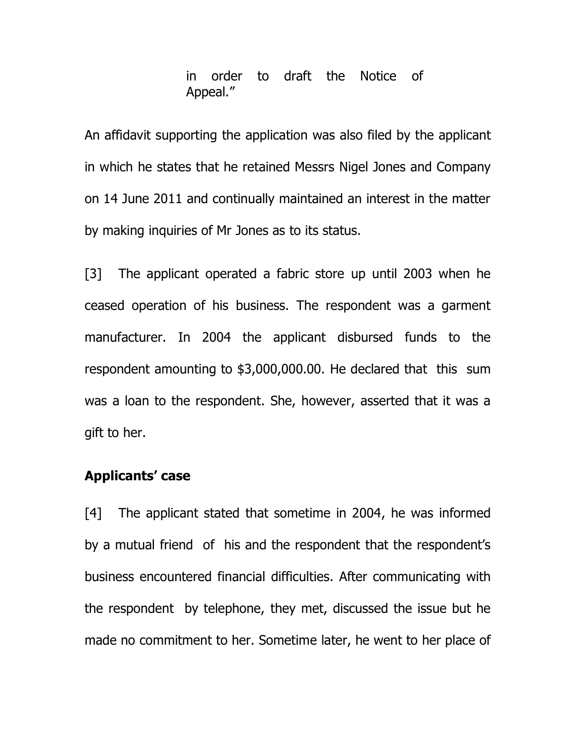> in order to draft the Notice of Appeal."

An affidavit supporting the application was also filed by the applicant in which he states that he retained Messrs Nigel Jones and Company on 14 June 2011 and continually maintained an interest in the matter by making inquiries of Mr Jones as to its status.

[3] The applicant operated a fabric store up until 2003 when he ceased operation of his business. The respondent was a garment manufacturer. In 2004 the applicant disbursed funds to the respondent amounting to $3,000,000.00. He declared that this sum was a loan to the respondent. She, however, asserted that it was a gift to her.

**Applicants' case**

[4] The applicant stated that sometime in 2004, he was informed by a mutual friend of his and the respondent that the respondent's business encountered financial difficulties. After communicating with the respondent by telephone, they met, discussed the issue but he made no commitment to her. Sometime later, he went to her place of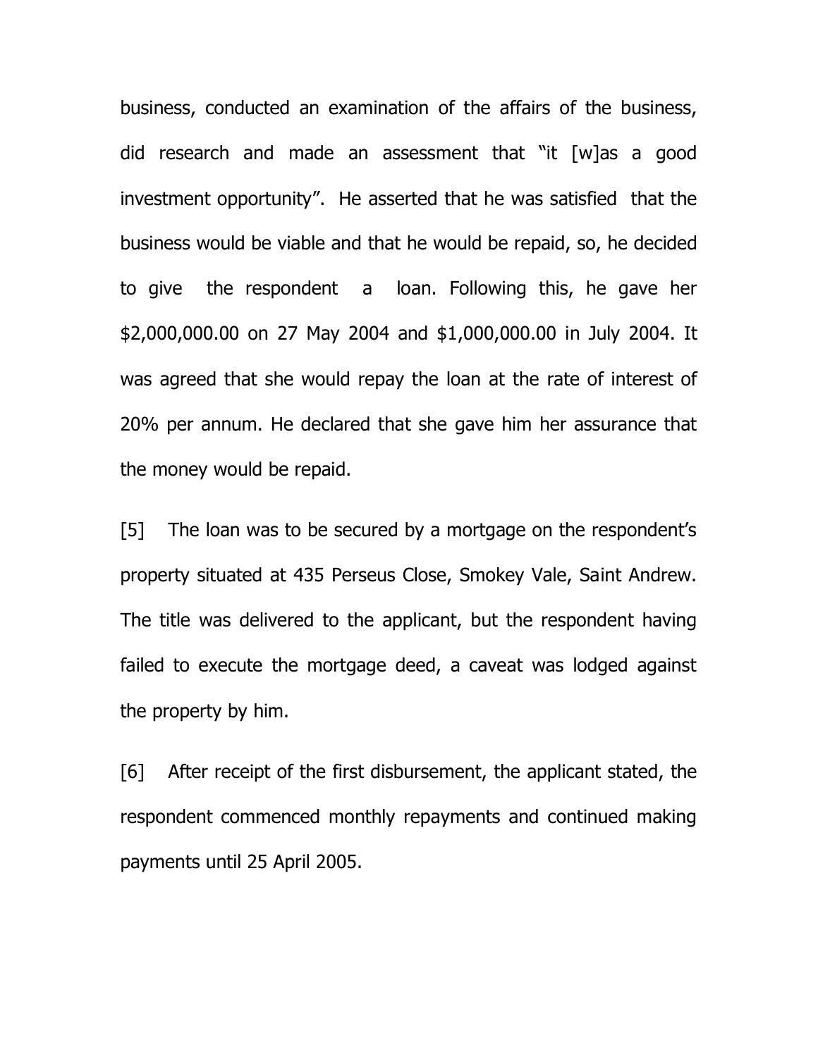business, conducted an examination of the affairs of the business, did research and made an assessment that "it [w]as a good investment opportunity". He asserted that he was satisfied that the business would be viable and that he would be repaid, so, he decided to give the respondent a loan. Following this, he gave her $2,000,000.00 on 27 May 2004 and $1,000,000.00 in July 2004. It was agreed that she would repay the loan at the rate of interest of 20% per annum. He declared that she gave him her assurance that the money would be repaid.

[5] The loan was to be secured by a mortgage on the respondent's property situated at 435 Perseus Close, Smokey Vale, Saint Andrew. The title was delivered to the applicant, but the respondent having failed to execute the mortgage deed, a caveat was lodged against the property by him.

[6] After receipt of the first disbursement, the applicant stated, the respondent commenced monthly repayments and continued making payments until 25 April 2005.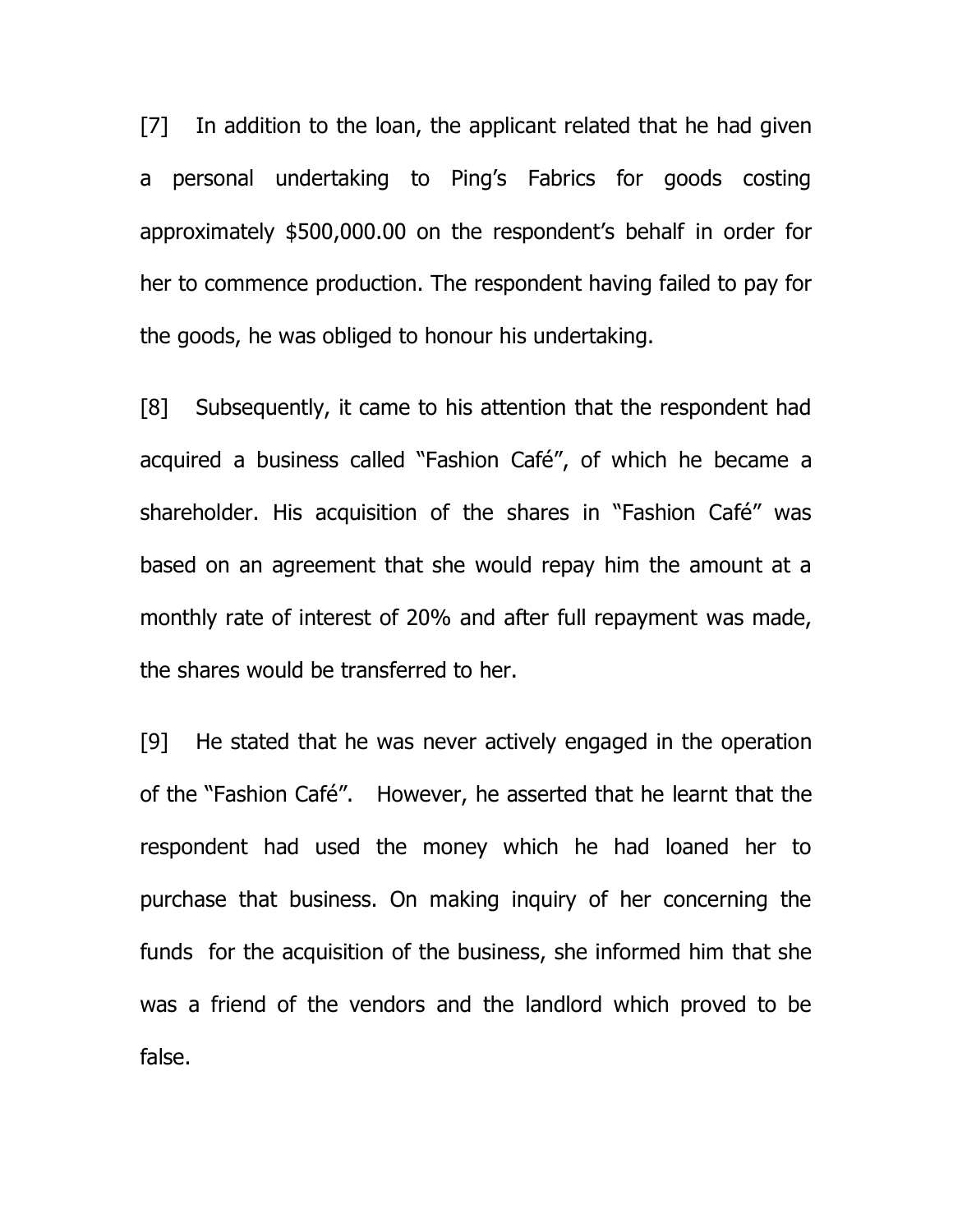[7] In addition to the loan, the applicant related that he had given a personal undertaking to Ping's Fabrics for goods costing approximately $500,000.00 on the respondent's behalf in order for her to commence production. The respondent having failed to pay for the goods, he was obliged to honour his undertaking.

[8] Subsequently, it came to his attention that the respondent had acquired a business called "Fashion Café", of which he became a shareholder. His acquisition of the shares in "Fashion Café" was based on an agreement that she would repay him the amount at a monthly rate of interest of 20% and after full repayment was made, the shares would be transferred to her.

[9] He stated that he was never actively engaged in the operation of the "Fashion Café". However, he asserted that he learnt that the respondent had used the money which he had loaned her to purchase that business. On making inquiry of her concerning the funds for the acquisition of the business, she informed him that she was a friend of the vendors and the landlord which proved to be false.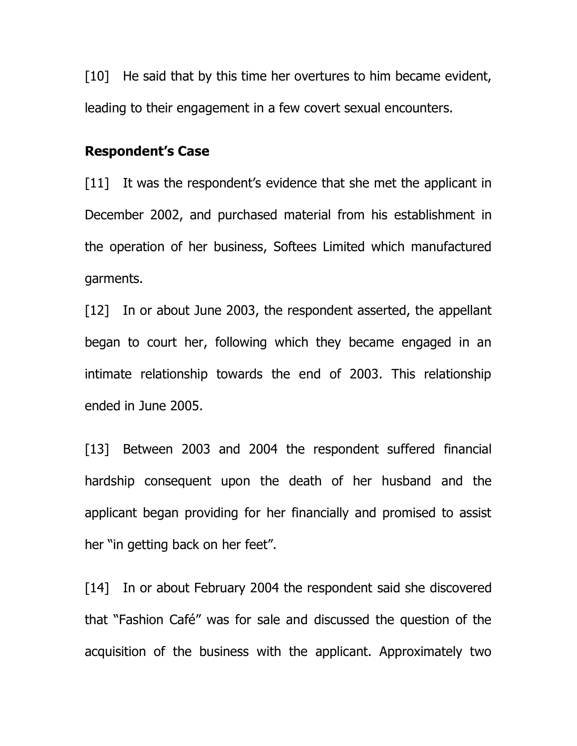[10] He said that by this time her overtures to him became evident, leading to their engagement in a few covert sexual encounters.

**Respondent's Case**

[11] It was the respondent's evidence that she met the applicant in December 2002, and purchased material from his establishment in the operation of her business, Softees Limited which manufactured garments.

[12] In or about June 2003, the respondent asserted, the appellant began to court her, following which they became engaged in an intimate relationship towards the end of 2003. This relationship ended in June 2005.

[13] Between 2003 and 2004 the respondent suffered financial hardship consequent upon the death of her husband and the applicant began providing for her financially and promised to assist her "in getting back on her feet".

[14] In or about February 2004 the respondent said she discovered that "Fashion Café" was for sale and discussed the question of the acquisition of the business with the applicant. Approximately two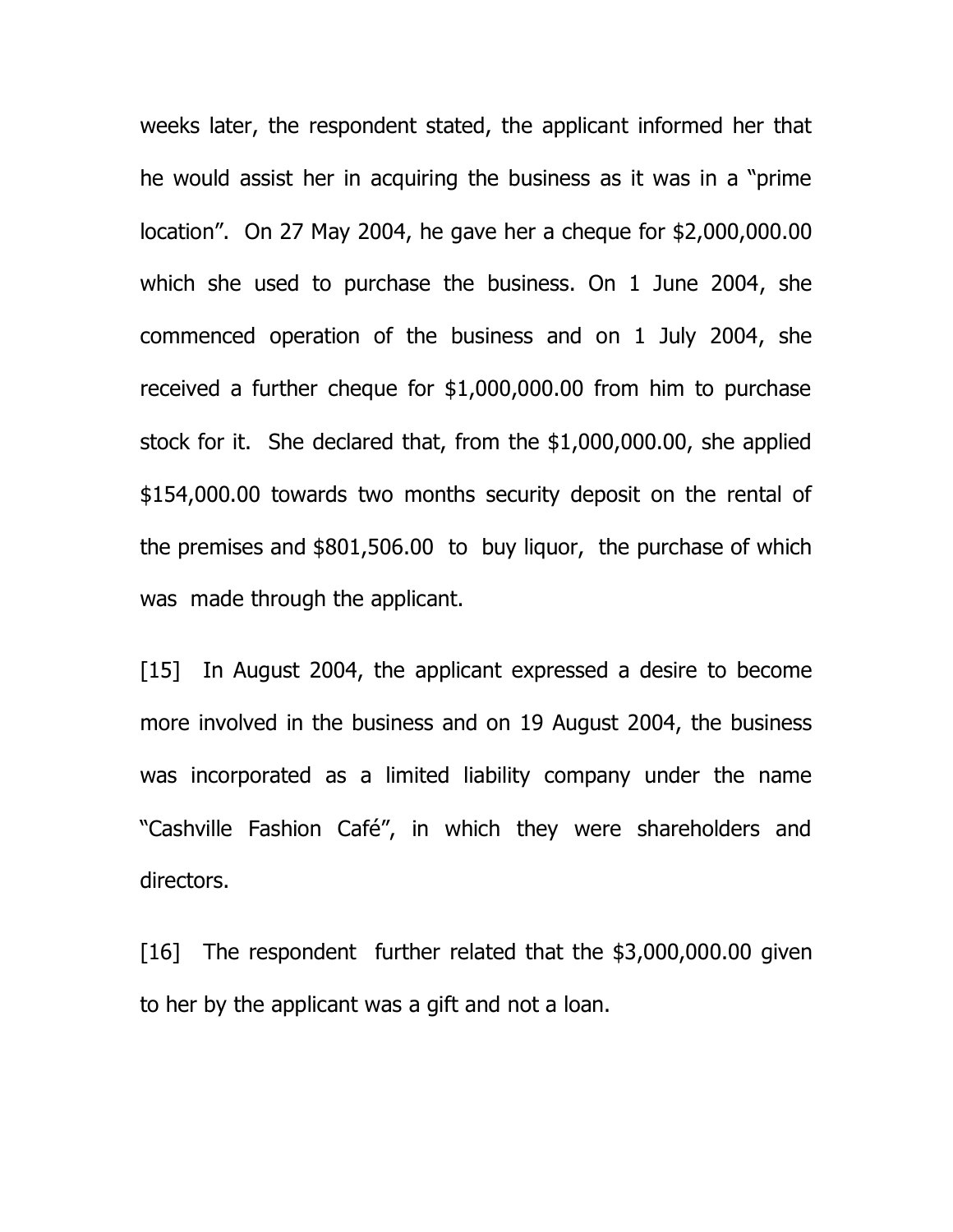weeks later, the respondent stated, the applicant informed her that he would assist her in acquiring the business as it was in a "prime location". On 27 May 2004, he gave her a cheque for $2,000,000.00 which she used to purchase the business. On 1 June 2004, she commenced operation of the business and on 1 July 2004, she received a further cheque for $1,000,000.00 from him to purchase stock for it. She declared that, from the $1,000,000.00, she applied $154,000.00 towards two months security deposit on the rental of the premises and $801,506.00 to buy liquor, the purchase of which was made through the applicant.

[15] In August 2004, the applicant expressed a desire to become more involved in the business and on 19 August 2004, the business was incorporated as a limited liability company under the name "Cashville Fashion Café", in which they were shareholders and directors.

[16] The respondent further related that the $3,000,000.00 given to her by the applicant was a gift and not a loan.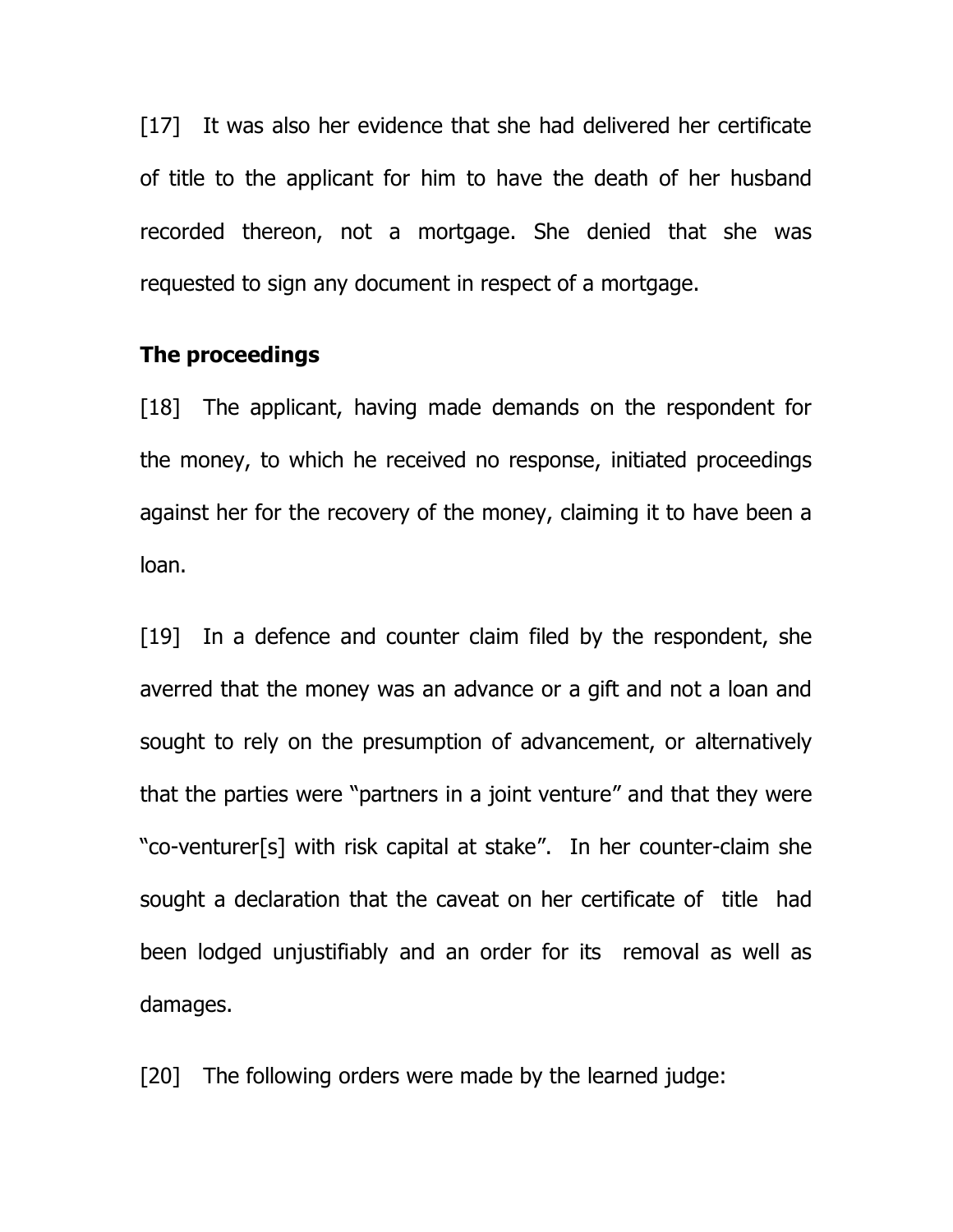[17] It was also her evidence that she had delivered her certificate of title to the applicant for him to have the death of her husband recorded thereon, not a mortgage. She denied that she was requested to sign any document in respect of a mortgage.

**The proceedings**

[18] The applicant, having made demands on the respondent for the money, to which he received no response, initiated proceedings against her for the recovery of the money, claiming it to have been a loan.

[19] In a defence and counter claim filed by the respondent, she averred that the money was an advance or a gift and not a loan and sought to rely on the presumption of advancement, or alternatively that the parties were "partners in a joint venture" and that they were "co-venturer[s] with risk capital at stake". In her counter-claim she sought a declaration that the caveat on her certificate of title had been lodged unjustifiably and an order for its removal as well as damages.

[20] The following orders were made by the learned judge: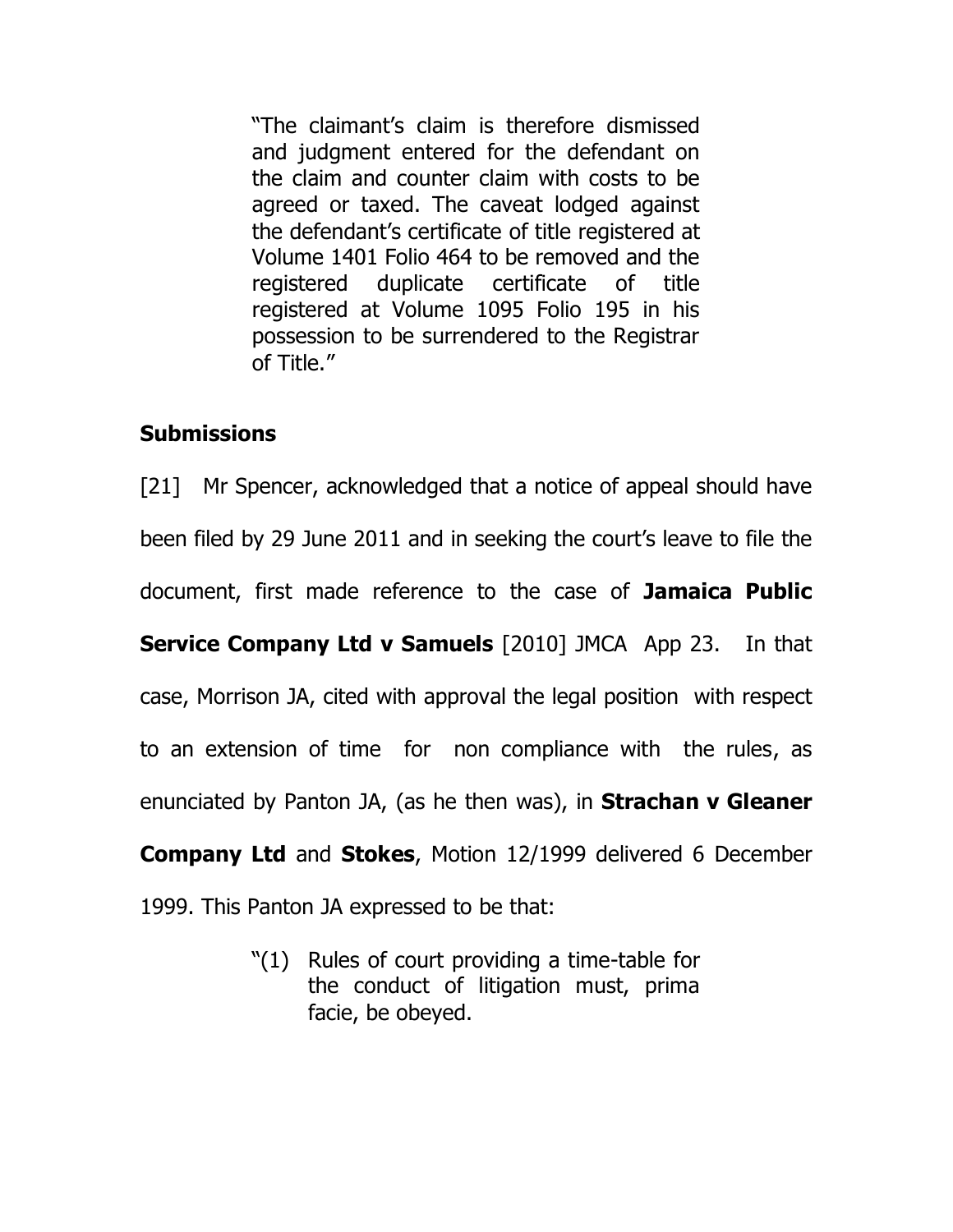> "The claimant's claim is therefore dismissed and judgment entered for the defendant on the claim and counter claim with costs to be agreed or taxed. The caveat lodged against the defendant's certificate of title registered at Volume 1401 Folio 464 to be removed and the registered duplicate certificate of title registered at Volume 1095 Folio 195 in his possession to be surrendered to the Registrar of Title."

## Submissions

[21] Mr Spencer, acknowledged that a notice of appeal should have been filed by 29 June 2011 and in seeking the court's leave to file the document, first made reference to the case of **Jamaica Public Service Company Ltd v Samuels** [2010] JMCA App 23. In that case, Morrison JA, cited with approval the legal position with respect to an extension of time for non compliance with the rules, as enunciated by Panton JA, (as he then was), in **Strachan v Gleaner Company Ltd** and **Stokes**, Motion 12/1999 delivered 6 December 1999. This Panton JA expressed to be that:

> "(1) Rules of court providing a time-table for the conduct of litigation must, prima facie, be obeyed.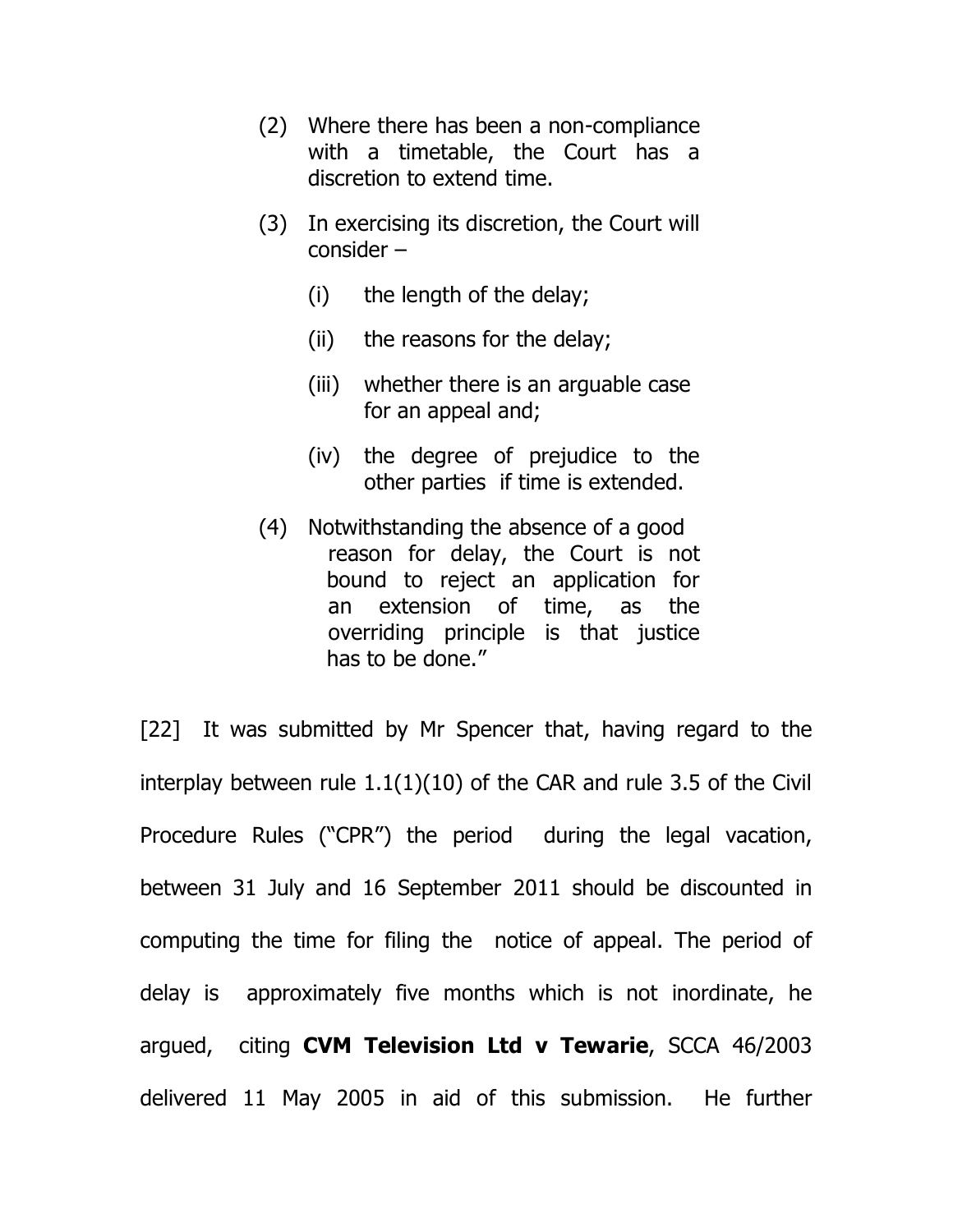> (2) Where there has been a non-compliance with a timetable, the Court has a discretion to extend time.
>
> (3) In exercising its discretion, the Court will consider –
>
> > (i) the length of the delay;
> >
> > (ii) the reasons for the delay;
> >
> > (iii) whether there is an arguable case for an appeal and;
> >
> > (iv) the degree of prejudice to the other parties if time is extended.
>
> (4) Notwithstanding the absence of a good reason for delay, the Court is not bound to reject an application for an extension of time, as the overriding principle is that justice has to be done."

[22] It was submitted by Mr Spencer that, having regard to the interplay between rule 1.1(1)(10) of the CAR and rule 3.5 of the Civil Procedure Rules ("CPR") the period during the legal vacation, between 31 July and 16 September 2011 should be discounted in computing the time for filing the notice of appeal. The period of delay is approximately five months which is not inordinate, he argued, citing **CVM Television Ltd v Tewarie**, SCCA 46/2003 delivered 11 May 2005 in aid of this submission. He further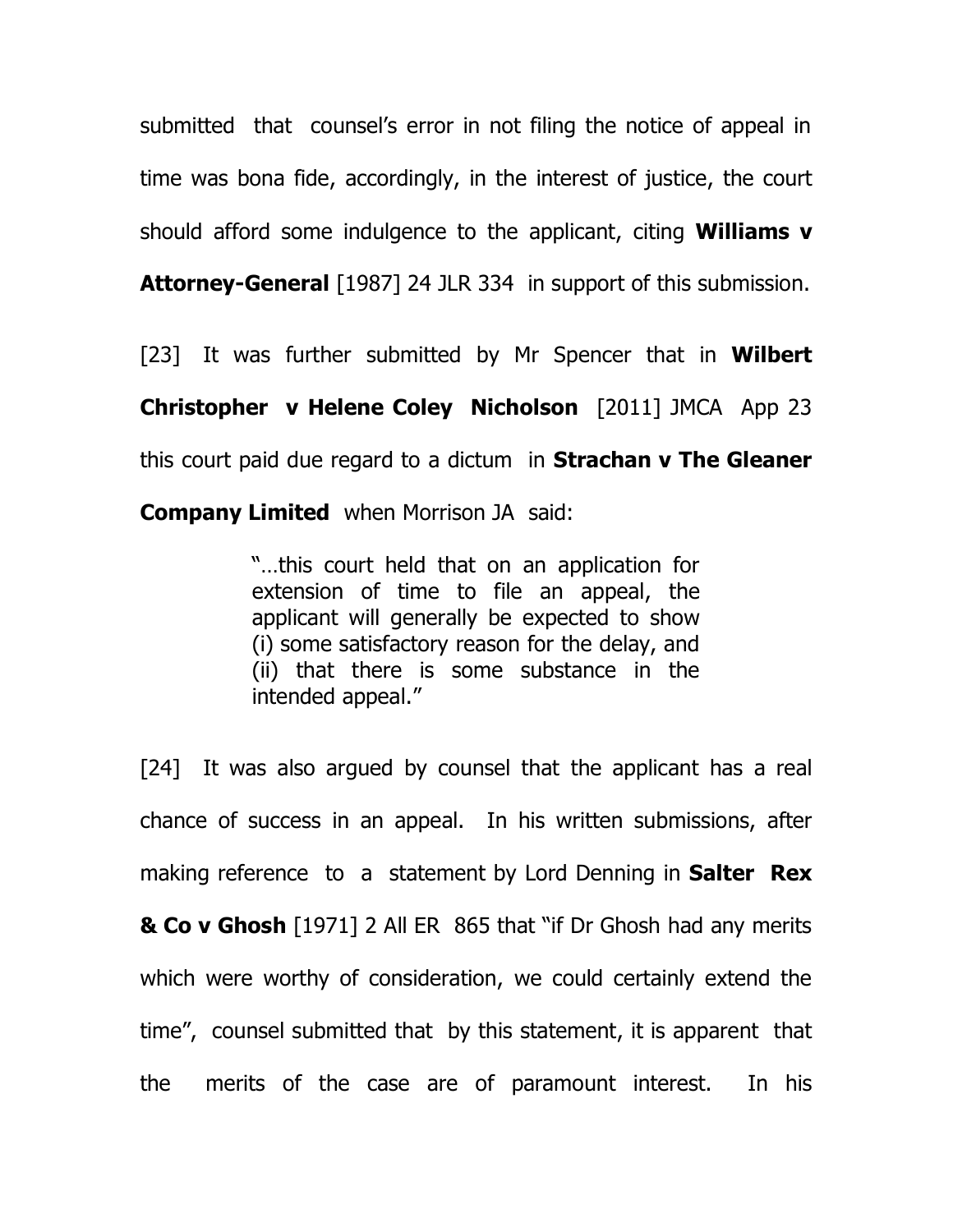submitted that counsel's error in not filing the notice of appeal in time was bona fide, accordingly, in the interest of justice, the court should afford some indulgence to the applicant, citing **Williams v Attorney-General** [1987] 24 JLR 334 in support of this submission.

[23] It was further submitted by Mr Spencer that in **Wilbert Christopher v Helene Coley Nicholson** [2011] JMCA App 23 this court paid due regard to a dictum in **Strachan v The Gleaner Company Limited** when Morrison JA said:

> "…this court held that on an application for extension of time to file an appeal, the applicant will generally be expected to show (i) some satisfactory reason for the delay, and (ii) that there is some substance in the intended appeal."

[24] It was also argued by counsel that the applicant has a real chance of success in an appeal. In his written submissions, after making reference to a statement by Lord Denning in **Salter Rex & Co v Ghosh** [1971] 2 All ER 865 that "if Dr Ghosh had any merits which were worthy of consideration, we could certainly extend the time", counsel submitted that by this statement, it is apparent that the merits of the case are of paramount interest. In his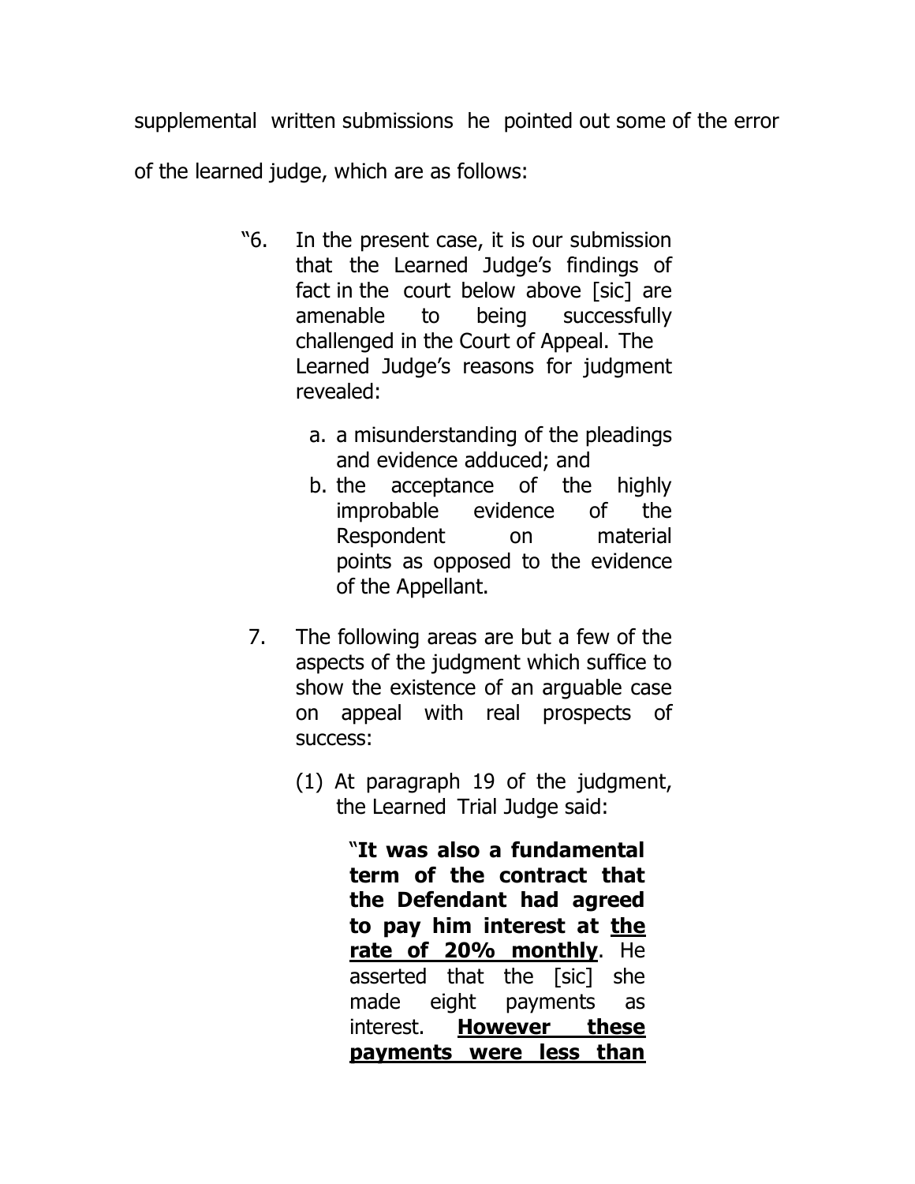supplemental written submissions he pointed out some of the error of the learned judge, which are as follows:

> "6. In the present case, it is our submission that the Learned Judge's findings of fact in the court below above [sic] are amenable to being successfully challenged in the Court of Appeal. The Learned Judge's reasons for judgment revealed:
>
> a. a misunderstanding of the pleadings and evidence adduced; and
> b. the acceptance of the highly improbable evidence of the Respondent on material points as opposed to the evidence of the Appellant.
>
> 7. The following areas are but a few of the aspects of the judgment which suffice to show the existence of an arguable case on appeal with real prospects of success:
>
> (1) At paragraph 19 of the judgment, the Learned Trial Judge said:
>
> > "**It was also a fundamental term of the contract that the Defendant had agreed to pay him interest at <u>the rate of 20% monthly</u>**. He asserted that the [sic] she made eight payments as interest. **<u>However these payments were less than</u>**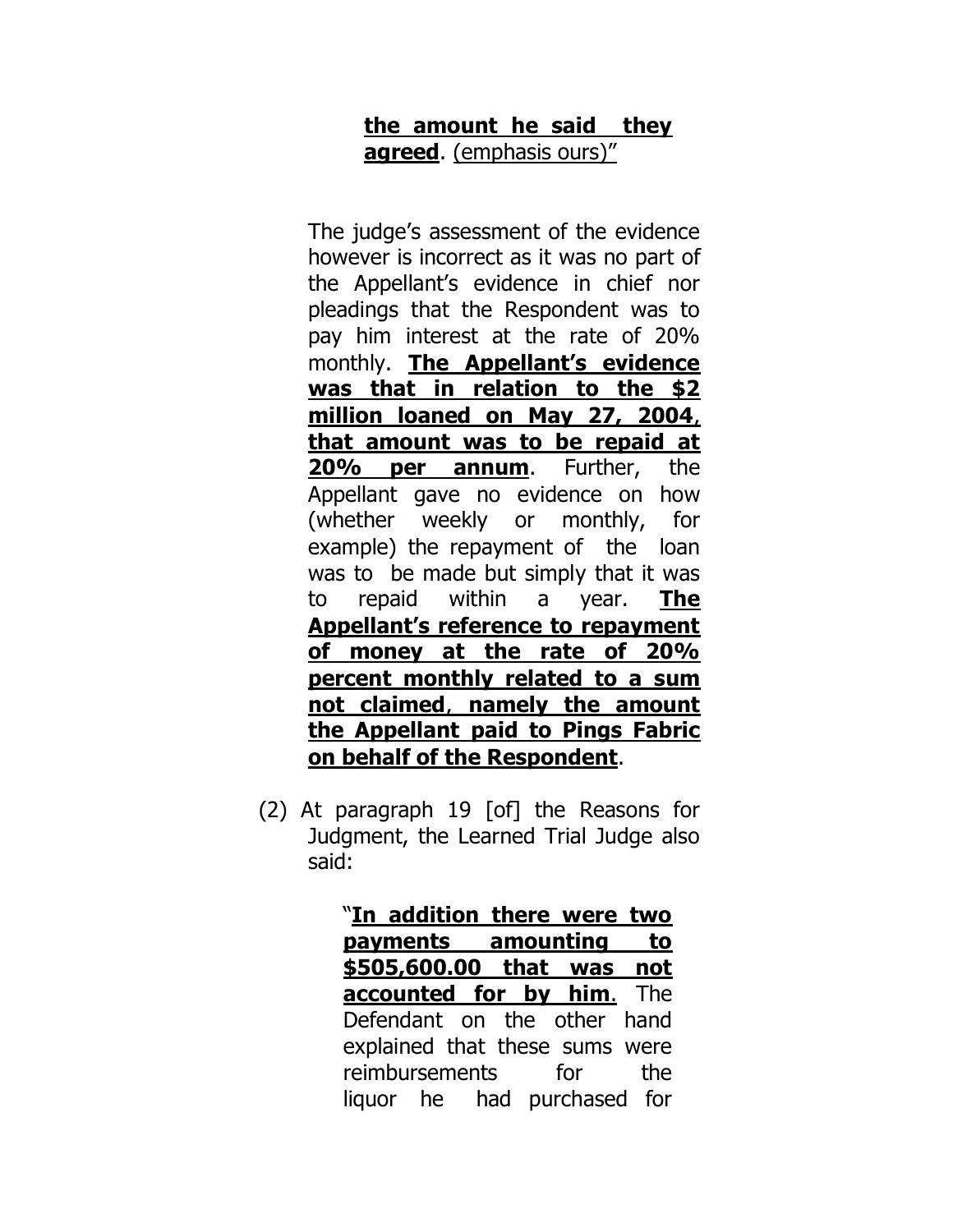> **the amount he said they agreed**. <u>(emphasis ours)"</u>

The judge's assessment of the evidence however is incorrect as it was no part of the Appellant's evidence in chief nor pleadings that the Respondent was to pay him interest at the rate of 20% monthly. **<u>The Appellant's evidence was that in relation to the $2 million loaned on May 27, 2004, that amount was to be repaid at 20% per annum</u>**. Further, the Appellant gave no evidence on how (whether weekly or monthly, for example) the repayment of the loan was to be made but simply that it was to repaid within a year. **<u>The Appellant's reference to repayment of money at the rate of 20% percent monthly related to a sum not claimed, namely the amount the Appellant paid to Pings Fabric on behalf of the Respondent</u>**.

(2) At paragraph 19 [of] the Reasons for Judgment, the Learned Trial Judge also said:

> "**<u>In addition there were two payments amounting to $505,600.00 that was not accounted for by him</u>**. The Defendant on the other hand explained that these sums were reimbursements for the liquor he had purchased for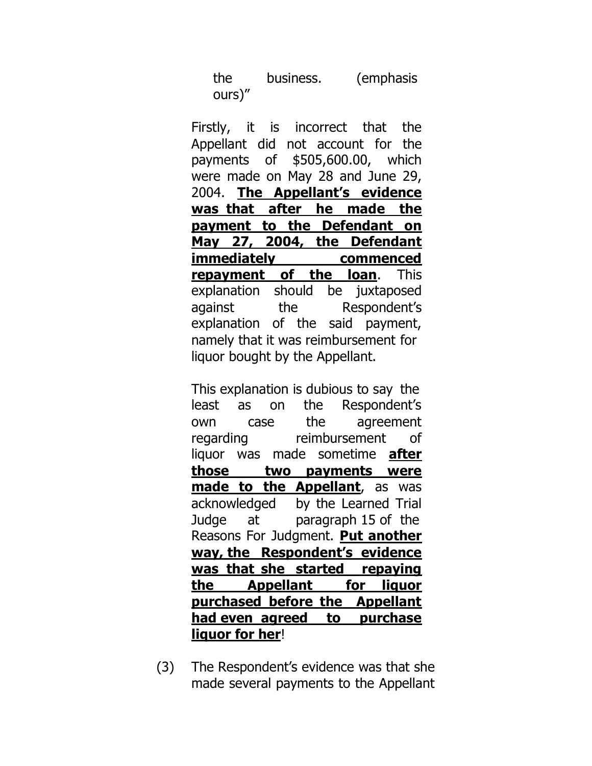the business. (emphasis ours)"

Firstly, it is incorrect that the Appellant did not account for the payments of $505,600.00, which were made on May 28 and June 29, 2004. **<u>The Appellant's evidence was that after he made the payment to the Defendant on May 27, 2004, the Defendant immediately commenced repayment of the loan</u>**. This explanation should be juxtaposed against the Respondent's explanation of the said payment, namely that it was reimbursement for liquor bought by the Appellant.

This explanation is dubious to say the least as on the Respondent's own case the agreement regarding reimbursement of liquor was made sometime **<u>after those two payments were made to the Appellant</u>**, as was acknowledged by the Learned Trial Judge at paragraph 15 of the Reasons For Judgment. **<u>Put another way, the Respondent's evidence was that she started repaying the Appellant for liquor purchased before the Appellant had even agreed to purchase liquor for her</u>**!

(3) The Respondent's evidence was that she made several payments to the Appellant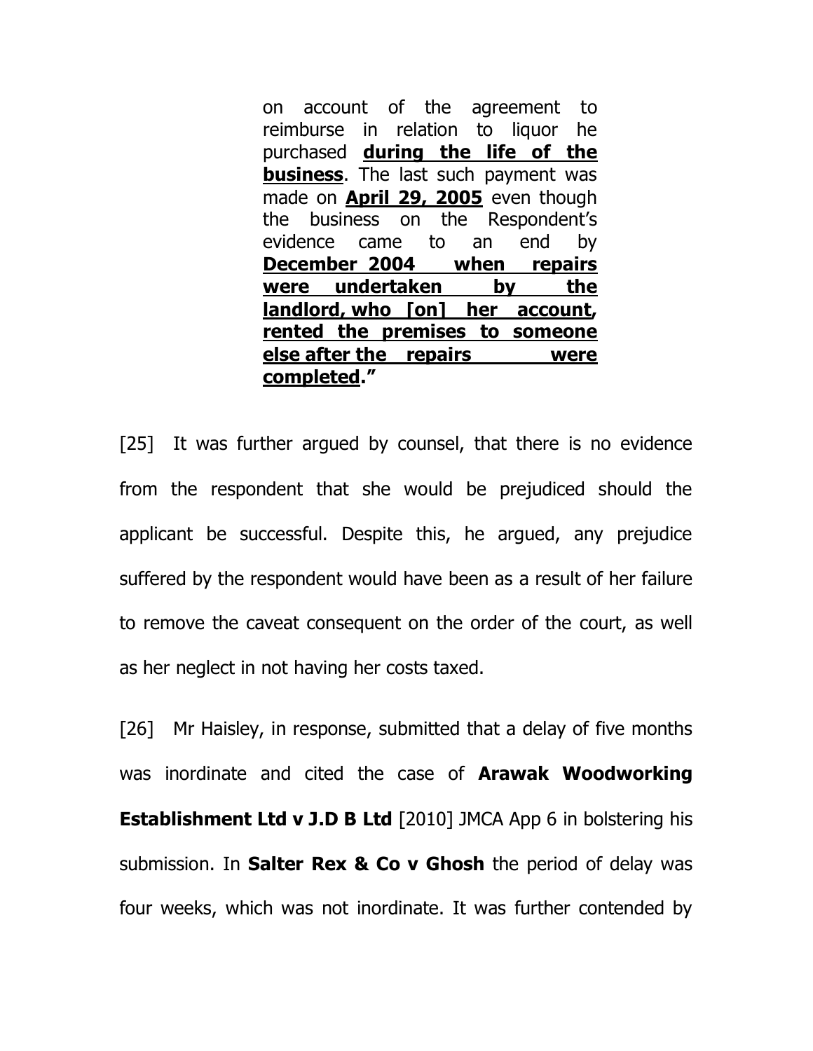> on account of the agreement to reimburse in relation to liquor he purchased **<u>during the life of the business</u>**. The last such payment was made on **<u>April 29, 2005</u>** even though the business on the Respondent's evidence came to an end by **<u>December 2004 when repairs were undertaken by the landlord, who [on] her account, rented the premises to someone else after the repairs were completed</u>**."

[25] It was further argued by counsel, that there is no evidence from the respondent that she would be prejudiced should the applicant be successful. Despite this, he argued, any prejudice suffered by the respondent would have been as a result of her failure to remove the caveat consequent on the order of the court, as well as her neglect in not having her costs taxed.

[26] Mr Haisley, in response, submitted that a delay of five months was inordinate and cited the case of **Arawak Woodworking Establishment Ltd v J.D B Ltd** [2010] JMCA App 6 in bolstering his submission. In **Salter Rex & Co v Ghosh** the period of delay was four weeks, which was not inordinate. It was further contended by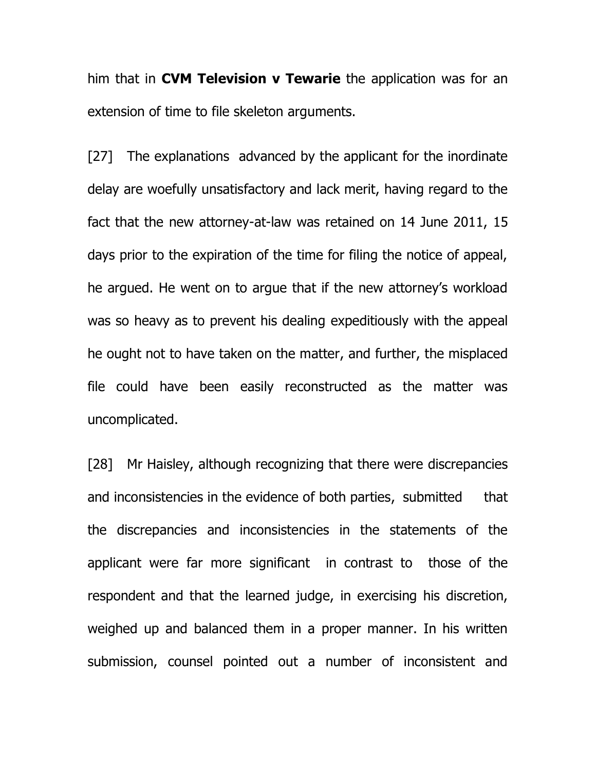him that in **CVM Television v Tewarie** the application was for an extension of time to file skeleton arguments.

[27] The explanations advanced by the applicant for the inordinate delay are woefully unsatisfactory and lack merit, having regard to the fact that the new attorney-at-law was retained on 14 June 2011, 15 days prior to the expiration of the time for filing the notice of appeal, he argued. He went on to argue that if the new attorney's workload was so heavy as to prevent his dealing expeditiously with the appeal he ought not to have taken on the matter, and further, the misplaced file could have been easily reconstructed as the matter was uncomplicated.

[28] Mr Haisley, although recognizing that there were discrepancies and inconsistencies in the evidence of both parties, submitted that the discrepancies and inconsistencies in the statements of the applicant were far more significant in contrast to those of the respondent and that the learned judge, in exercising his discretion, weighed up and balanced them in a proper manner. In his written submission, counsel pointed out a number of inconsistent and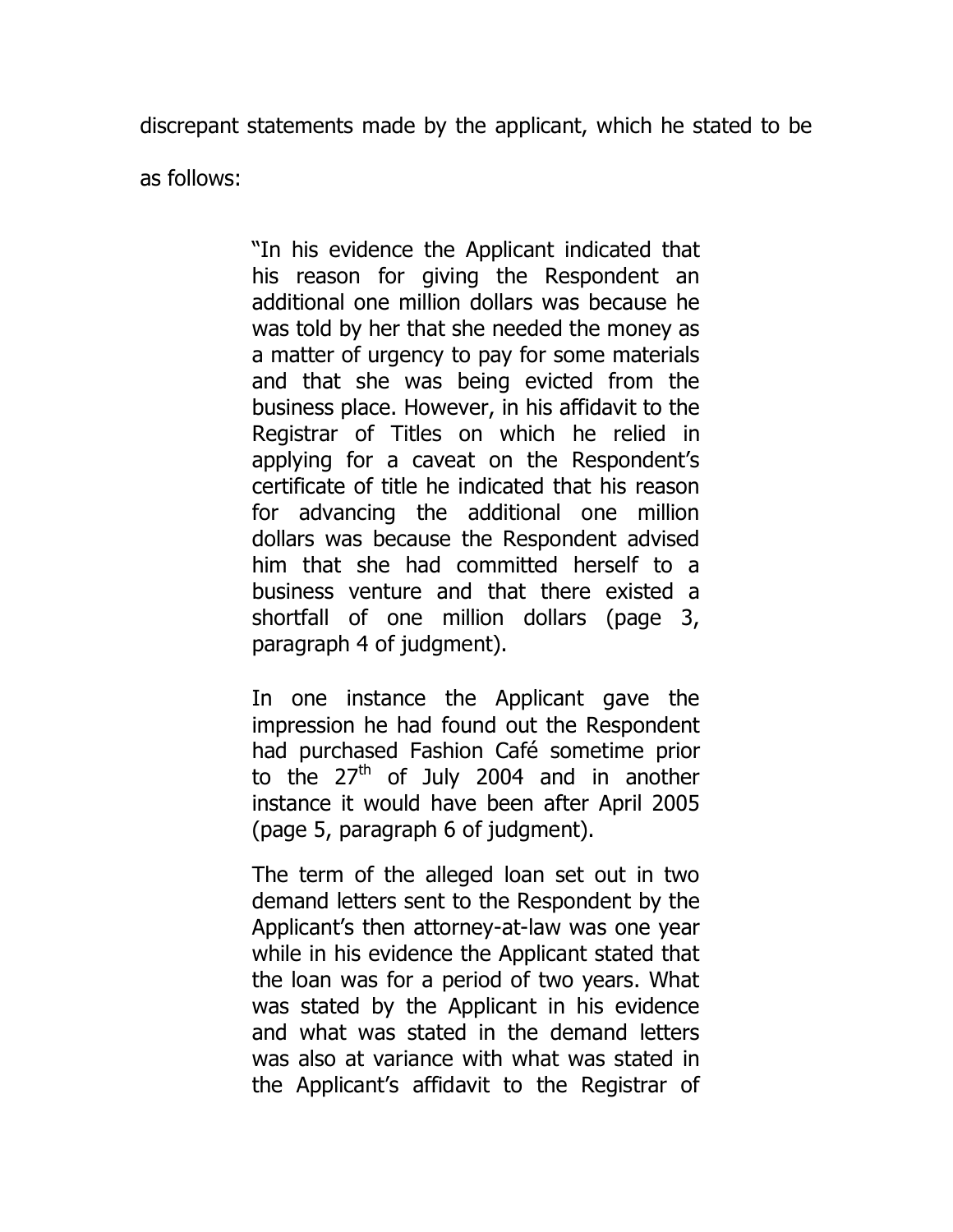discrepant statements made by the applicant, which he stated to be as follows:

> "In his evidence the Applicant indicated that his reason for giving the Respondent an additional one million dollars was because he was told by her that she needed the money as a matter of urgency to pay for some materials and that she was being evicted from the business place. However, in his affidavit to the Registrar of Titles on which he relied in applying for a caveat on the Respondent's certificate of title he indicated that his reason for advancing the additional one million dollars was because the Respondent advised him that she had committed herself to a business venture and that there existed a shortfall of one million dollars (page 3, paragraph 4 of judgment).
>
> In one instance the Applicant gave the impression he had found out the Respondent had purchased Fashion Café sometime prior to the 27th of July 2004 and in another instance it would have been after April 2005 (page 5, paragraph 6 of judgment).
>
> The term of the alleged loan set out in two demand letters sent to the Respondent by the Applicant's then attorney-at-law was one year while in his evidence the Applicant stated that the loan was for a period of two years. What was stated by the Applicant in his evidence and what was stated in the demand letters was also at variance with what was stated in the Applicant's affidavit to the Registrar of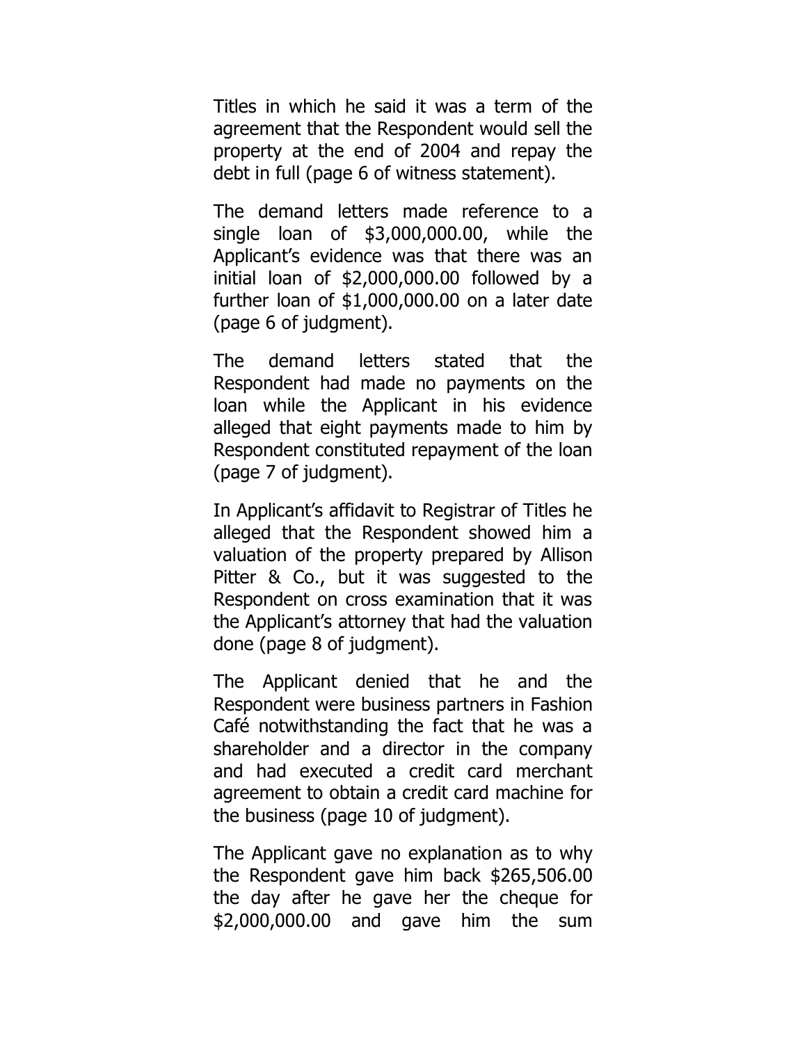Titles in which he said it was a term of the agreement that the Respondent would sell the property at the end of 2004 and repay the debt in full (page 6 of witness statement).

The demand letters made reference to a single loan of $3,000,000.00, while the Applicant's evidence was that there was an initial loan of $2,000,000.00 followed by a further loan of $1,000,000.00 on a later date (page 6 of judgment).

The demand letters stated that the Respondent had made no payments on the loan while the Applicant in his evidence alleged that eight payments made to him by Respondent constituted repayment of the loan (page 7 of judgment).

In Applicant's affidavit to Registrar of Titles he alleged that the Respondent showed him a valuation of the property prepared by Allison Pitter & Co., but it was suggested to the Respondent on cross examination that it was the Applicant's attorney that had the valuation done (page 8 of judgment).

The Applicant denied that he and the Respondent were business partners in Fashion Café notwithstanding the fact that he was a shareholder and a director in the company and had executed a credit card merchant agreement to obtain a credit card machine for the business (page 10 of judgment).

The Applicant gave no explanation as to why the Respondent gave him back $265,506.00 the day after he gave her the cheque for $2,000,000.00 and gave him the sum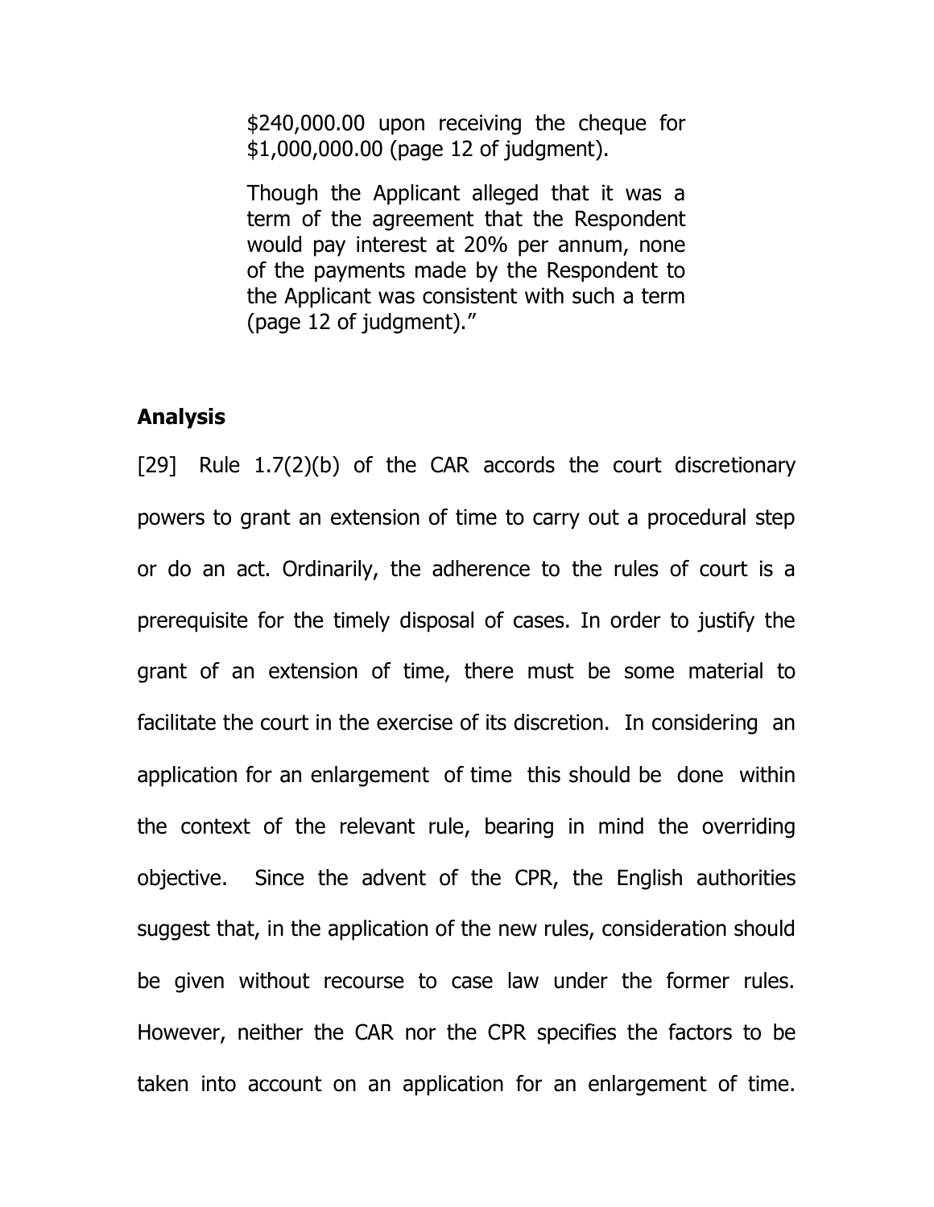> $240,000.00 upon receiving the cheque for $1,000,000.00 (page 12 of judgment).
>
> Though the Applicant alleged that it was a term of the agreement that the Respondent would pay interest at 20% per annum, none of the payments made by the Respondent to the Applicant was consistent with such a term (page 12 of judgment)."

## Analysis

[29] Rule 1.7(2)(b) of the CAR accords the court discretionary powers to grant an extension of time to carry out a procedural step or do an act. Ordinarily, the adherence to the rules of court is a prerequisite for the timely disposal of cases. In order to justify the grant of an extension of time, there must be some material to facilitate the court in the exercise of its discretion. In considering an application for an enlargement of time this should be done within the context of the relevant rule, bearing in mind the overriding objective. Since the advent of the CPR, the English authorities suggest that, in the application of the new rules, consideration should be given without recourse to case law under the former rules. However, neither the CAR nor the CPR specifies the factors to be taken into account on an application for an enlargement of time.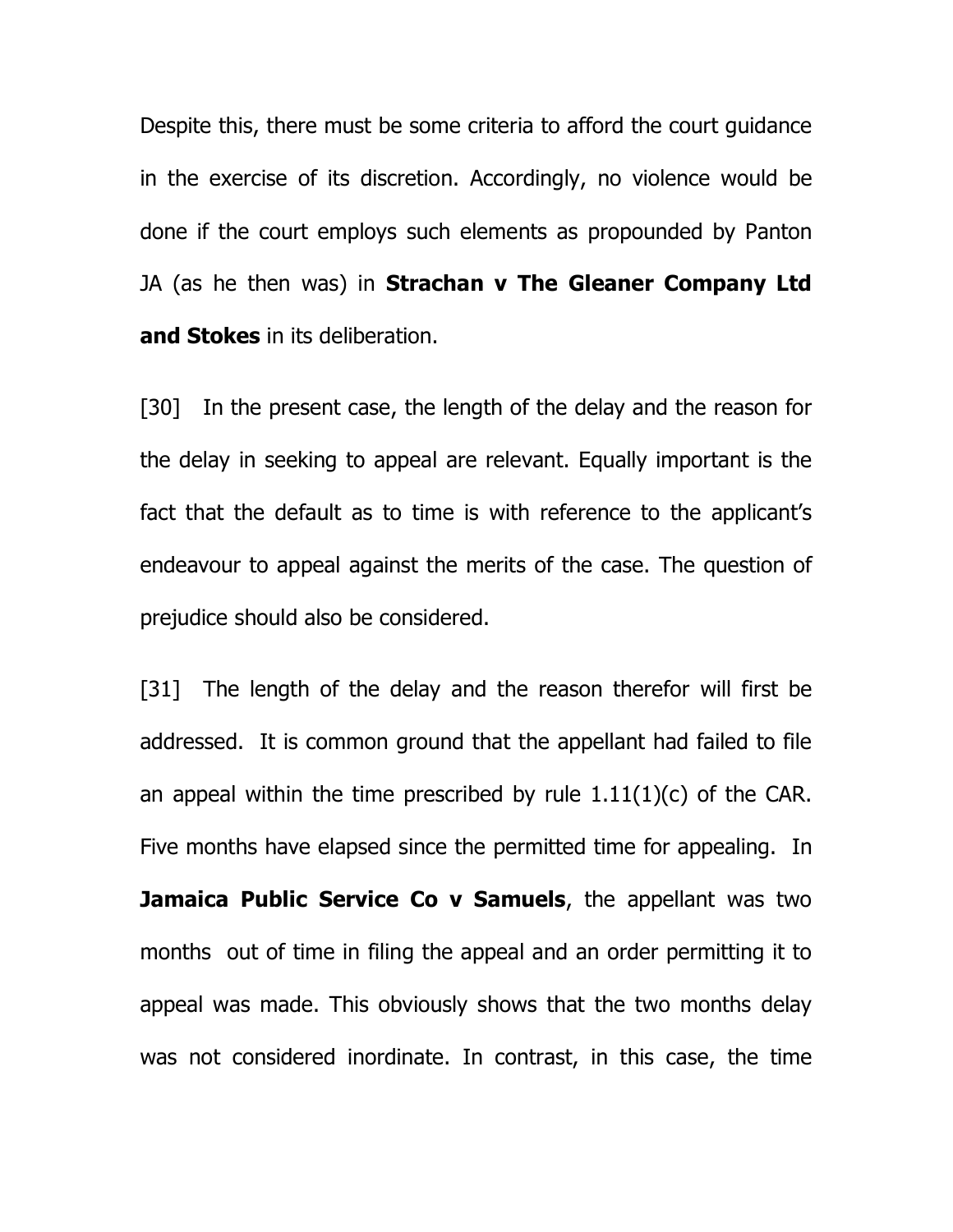Despite this, there must be some criteria to afford the court guidance in the exercise of its discretion. Accordingly, no violence would be done if the court employs such elements as propounded by Panton JA (as he then was) in **Strachan v The Gleaner Company Ltd and Stokes** in its deliberation.

[30] In the present case, the length of the delay and the reason for the delay in seeking to appeal are relevant. Equally important is the fact that the default as to time is with reference to the applicant's endeavour to appeal against the merits of the case. The question of prejudice should also be considered.

[31] The length of the delay and the reason therefor will first be addressed. It is common ground that the appellant had failed to file an appeal within the time prescribed by rule 1.11(1)(c) of the CAR. Five months have elapsed since the permitted time for appealing. In **Jamaica Public Service Co v Samuels**, the appellant was two months out of time in filing the appeal and an order permitting it to appeal was made. This obviously shows that the two months delay was not considered inordinate. In contrast, in this case, the time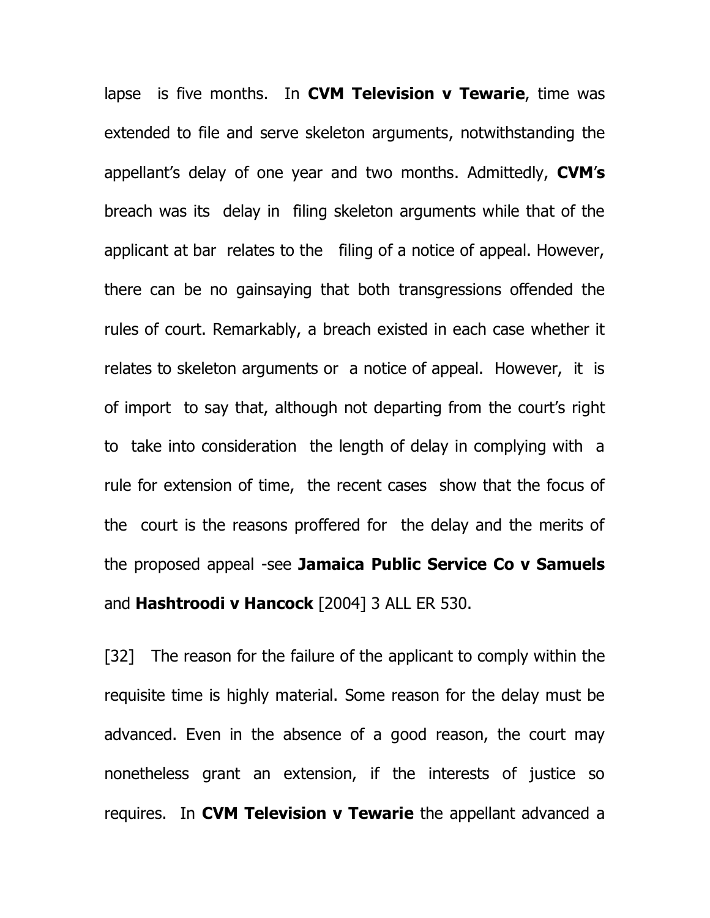lapse is five months. In **CVM Television v Tewarie**, time was extended to file and serve skeleton arguments, notwithstanding the appellant's delay of one year and two months. Admittedly, **CVM's** breach was its delay in filing skeleton arguments while that of the applicant at bar relates to the filing of a notice of appeal. However, there can be no gainsaying that both transgressions offended the rules of court. Remarkably, a breach existed in each case whether it relates to skeleton arguments or a notice of appeal. However, it is of import to say that, although not departing from the court's right to take into consideration the length of delay in complying with a rule for extension of time, the recent cases show that the focus of the court is the reasons proffered for the delay and the merits of the proposed appeal -see **Jamaica Public Service Co v Samuels** and **Hashtroodi v Hancock** [2004] 3 ALL ER 530.

[32] The reason for the failure of the applicant to comply within the requisite time is highly material. Some reason for the delay must be advanced. Even in the absence of a good reason, the court may nonetheless grant an extension, if the interests of justice so requires. In **CVM Television v Tewarie** the appellant advanced a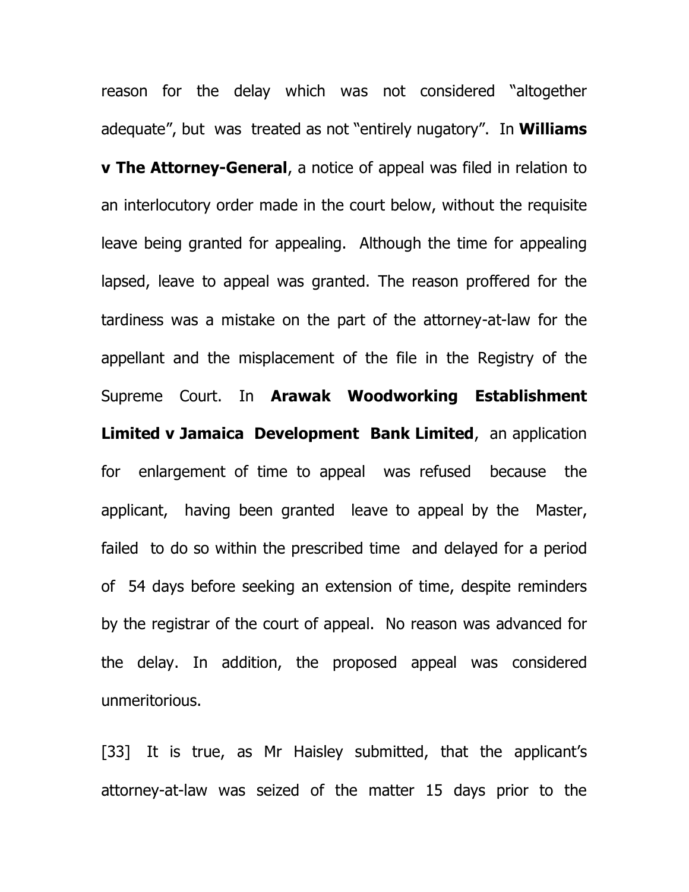reason for the delay which was not considered "altogether adequate", but was treated as not "entirely nugatory". In **Williams v The Attorney-General**, a notice of appeal was filed in relation to an interlocutory order made in the court below, without the requisite leave being granted for appealing. Although the time for appealing lapsed, leave to appeal was granted. The reason proffered for the tardiness was a mistake on the part of the attorney-at-law for the appellant and the misplacement of the file in the Registry of the Supreme Court. In **Arawak Woodworking Establishment Limited v Jamaica Development Bank Limited**, an application for enlargement of time to appeal was refused because the applicant, having been granted leave to appeal by the Master, failed to do so within the prescribed time and delayed for a period of 54 days before seeking an extension of time, despite reminders by the registrar of the court of appeal. No reason was advanced for the delay. In addition, the proposed appeal was considered unmeritorious.

[33] It is true, as Mr Haisley submitted, that the applicant's attorney-at-law was seized of the matter 15 days prior to the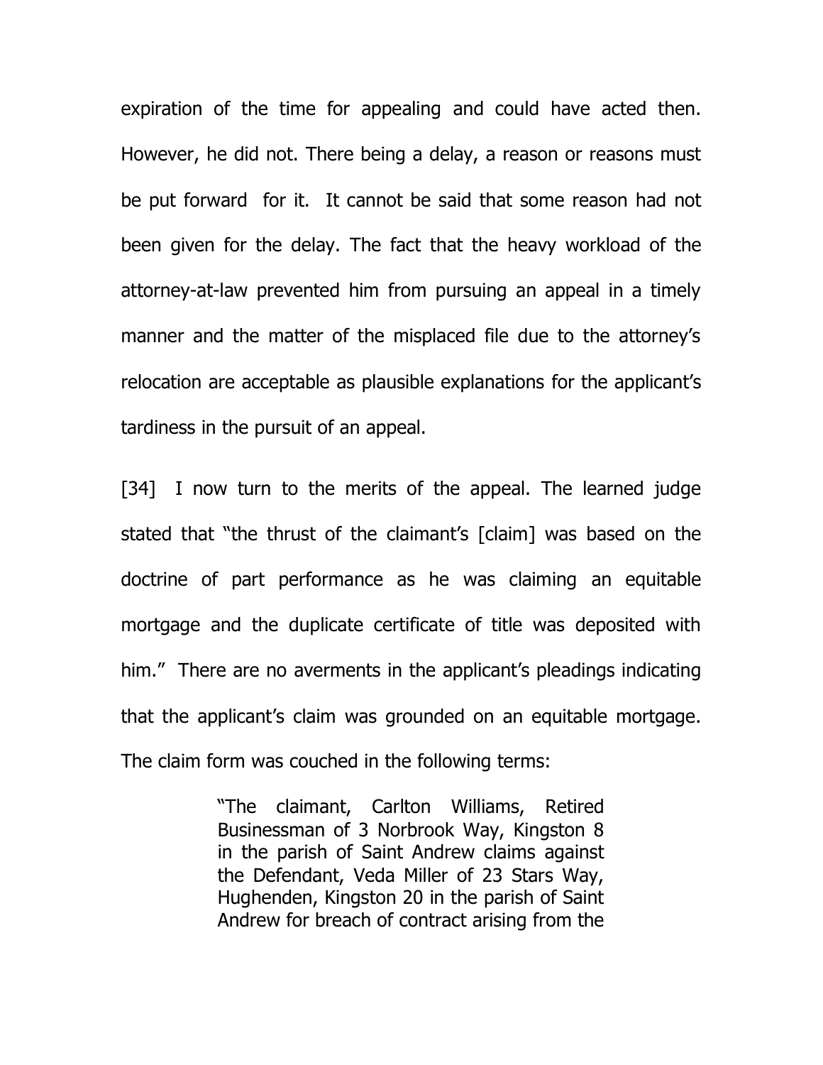expiration of the time for appealing and could have acted then. However, he did not. There being a delay, a reason or reasons must be put forward for it. It cannot be said that some reason had not been given for the delay. The fact that the heavy workload of the attorney-at-law prevented him from pursuing an appeal in a timely manner and the matter of the misplaced file due to the attorney's relocation are acceptable as plausible explanations for the applicant's tardiness in the pursuit of an appeal.

[34] I now turn to the merits of the appeal. The learned judge stated that "the thrust of the claimant's [claim] was based on the doctrine of part performance as he was claiming an equitable mortgage and the duplicate certificate of title was deposited with him." There are no averments in the applicant's pleadings indicating that the applicant's claim was grounded on an equitable mortgage. The claim form was couched in the following terms:

> "The claimant, Carlton Williams, Retired Businessman of 3 Norbrook Way, Kingston 8 in the parish of Saint Andrew claims against the Defendant, Veda Miller of 23 Stars Way, Hughenden, Kingston 20 in the parish of Saint Andrew for breach of contract arising from the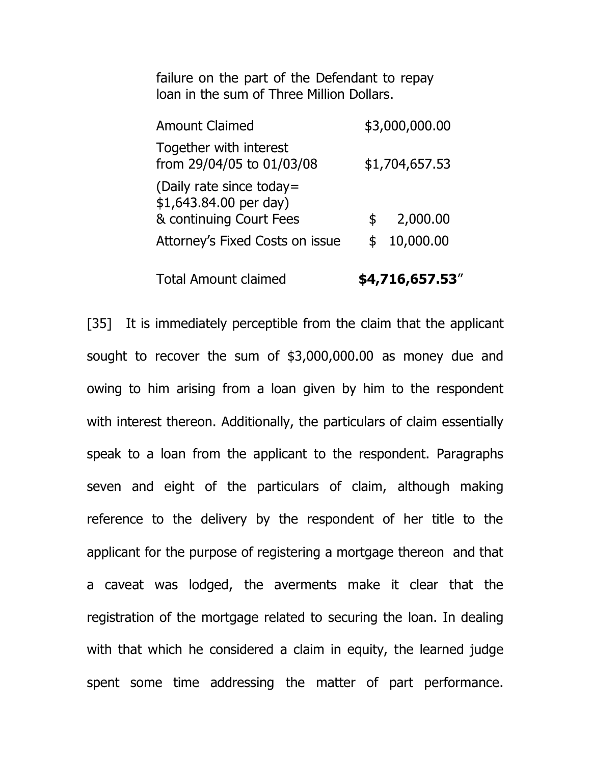failure on the part of the Defendant to repay loan in the sum of Three Million Dollars.

| | |
|---|---|
| Amount Claimed | $3,000,000.00 |
| Together with interest from 29/04/05 to 01/03/08 | $1,704,657.53 |
| (Daily rate since today= $1,643.84.00 per day) & continuing Court Fees | $ 2,000.00 |
| Attorney's Fixed Costs on issue | $ 10,000.00 |
| Total Amount claimed | **$4,716,657.53**" |

[35] It is immediately perceptible from the claim that the applicant sought to recover the sum of $3,000,000.00 as money due and owing to him arising from a loan given by him to the respondent with interest thereon. Additionally, the particulars of claim essentially speak to a loan from the applicant to the respondent. Paragraphs seven and eight of the particulars of claim, although making reference to the delivery by the respondent of her title to the applicant for the purpose of registering a mortgage thereon and that a caveat was lodged, the averments make it clear that the registration of the mortgage related to securing the loan. In dealing with that which he considered a claim in equity, the learned judge spent some time addressing the matter of part performance.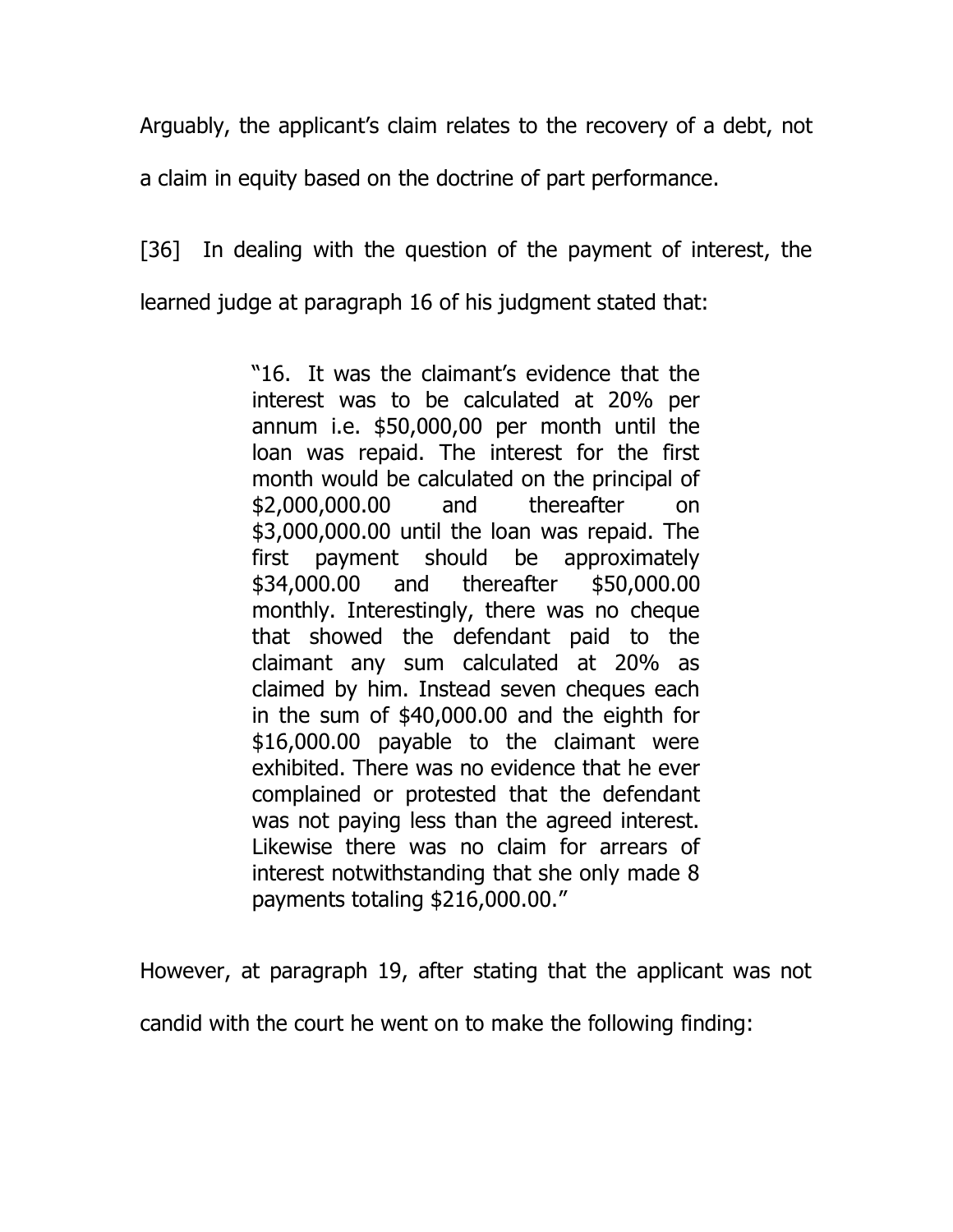Arguably, the applicant's claim relates to the recovery of a debt, not a claim in equity based on the doctrine of part performance.

[36] In dealing with the question of the payment of interest, the learned judge at paragraph 16 of his judgment stated that:

> "16. It was the claimant's evidence that the interest was to be calculated at 20% per annum i.e. $50,000,00 per month until the loan was repaid. The interest for the first month would be calculated on the principal of $2,000,000.00 and thereafter on $3,000,000.00 until the loan was repaid. The first payment should be approximately $34,000.00 and thereafter $50,000.00 monthly. Interestingly, there was no cheque that showed the defendant paid to the claimant any sum calculated at 20% as claimed by him. Instead seven cheques each in the sum of $40,000.00 and the eighth for $16,000.00 payable to the claimant were exhibited. There was no evidence that he ever complained or protested that the defendant was not paying less than the agreed interest. Likewise there was no claim for arrears of interest notwithstanding that she only made 8 payments totaling $216,000.00."

However, at paragraph 19, after stating that the applicant was not candid with the court he went on to make the following finding: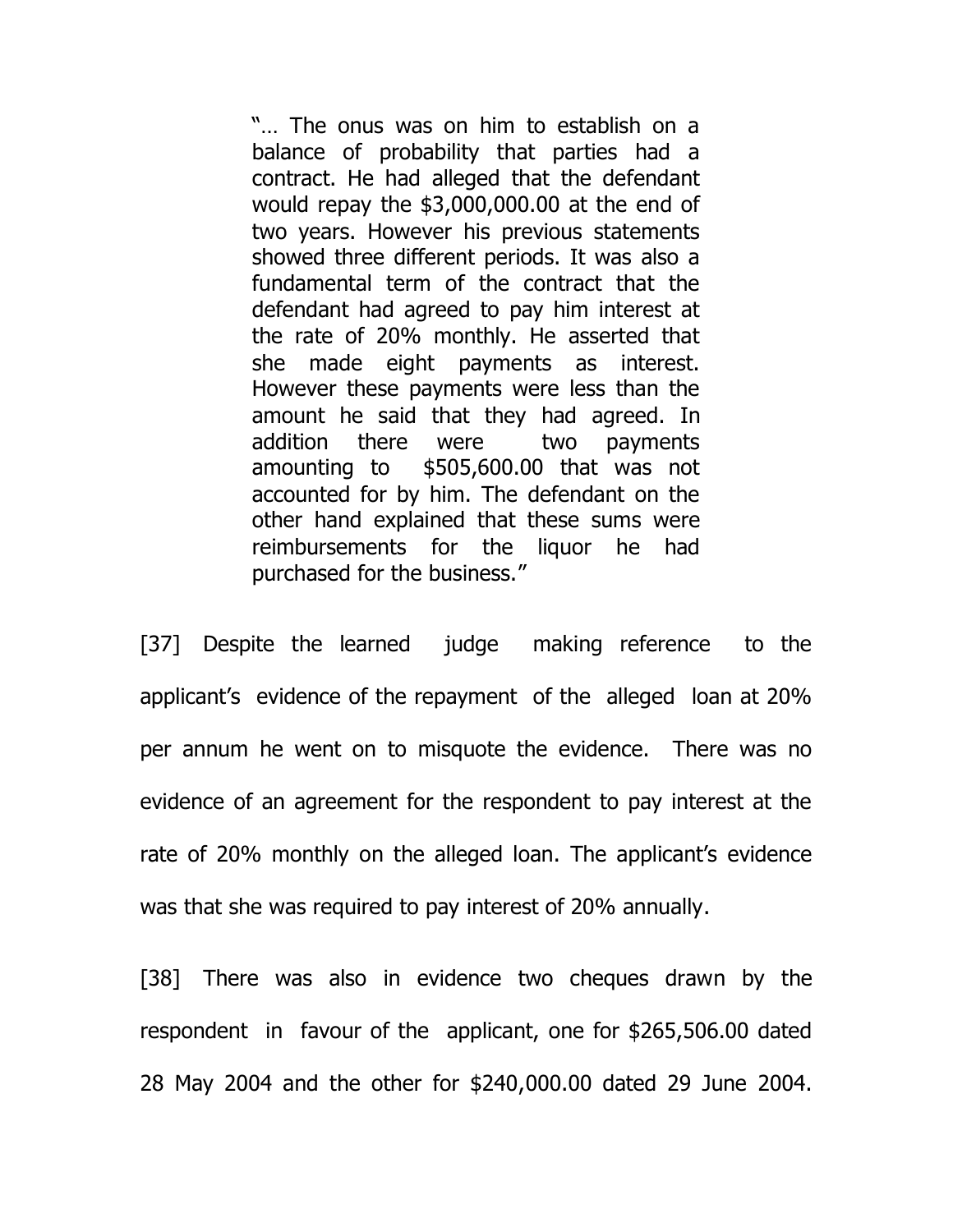> "… The onus was on him to establish on a balance of probability that parties had a contract. He had alleged that the defendant would repay the $3,000,000.00 at the end of two years. However his previous statements showed three different periods. It was also a fundamental term of the contract that the defendant had agreed to pay him interest at the rate of 20% monthly. He asserted that she made eight payments as interest. However these payments were less than the amount he said that they had agreed. In addition there were two payments amounting to $505,600.00 that was not accounted for by him. The defendant on the other hand explained that these sums were reimbursements for the liquor he had purchased for the business."

[37] Despite the learned judge making reference to the applicant's evidence of the repayment of the alleged loan at 20% per annum he went on to misquote the evidence. There was no evidence of an agreement for the respondent to pay interest at the rate of 20% monthly on the alleged loan. The applicant's evidence was that she was required to pay interest of 20% annually.

[38] There was also in evidence two cheques drawn by the respondent in favour of the applicant, one for $265,506.00 dated 28 May 2004 and the other for $240,000.00 dated 29 June 2004.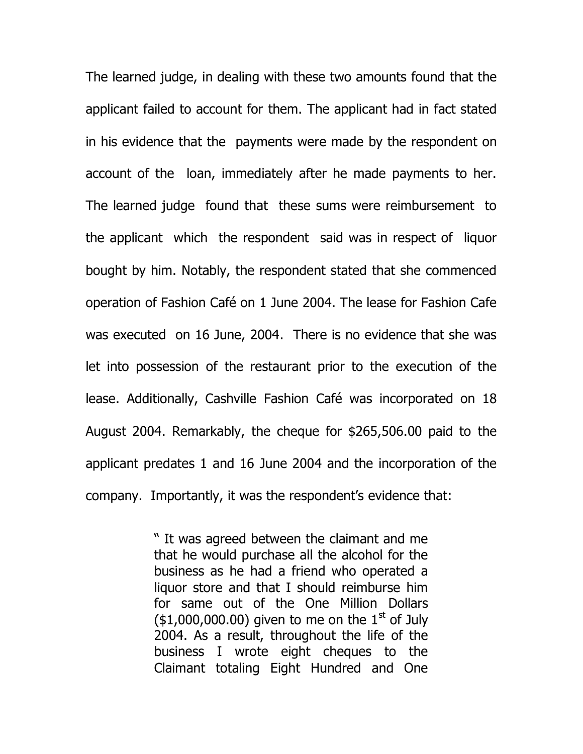The learned judge, in dealing with these two amounts found that the applicant failed to account for them. The applicant had in fact stated in his evidence that the payments were made by the respondent on account of the loan, immediately after he made payments to her. The learned judge found that these sums were reimbursement to the applicant which the respondent said was in respect of liquor bought by him. Notably, the respondent stated that she commenced operation of Fashion Café on 1 June 2004. The lease for Fashion Cafe was executed on 16 June, 2004. There is no evidence that she was let into possession of the restaurant prior to the execution of the lease. Additionally, Cashville Fashion Café was incorporated on 18 August 2004. Remarkably, the cheque for $265,506.00 paid to the applicant predates 1 and 16 June 2004 and the incorporation of the company. Importantly, it was the respondent's evidence that:

> " It was agreed between the claimant and me that he would purchase all the alcohol for the business as he had a friend who operated a liquor store and that I should reimburse him for same out of the One Million Dollars ($1,000,000.00) given to me on the 1st of July 2004. As a result, throughout the life of the business I wrote eight cheques to the Claimant totaling Eight Hundred and One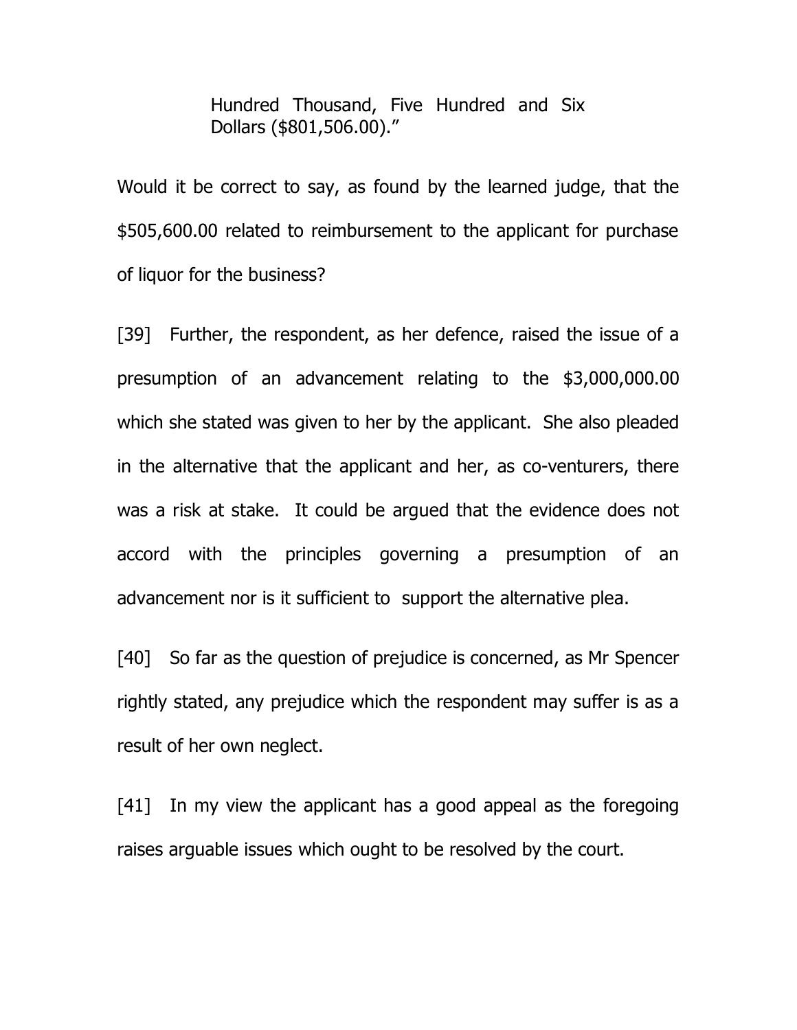> Hundred Thousand, Five Hundred and Six Dollars ($801,506.00)."

Would it be correct to say, as found by the learned judge, that the $505,600.00 related to reimbursement to the applicant for purchase of liquor for the business?

[39] Further, the respondent, as her defence, raised the issue of a presumption of an advancement relating to the $3,000,000.00 which she stated was given to her by the applicant. She also pleaded in the alternative that the applicant and her, as co-venturers, there was a risk at stake. It could be argued that the evidence does not accord with the principles governing a presumption of an advancement nor is it sufficient to support the alternative plea.

[40] So far as the question of prejudice is concerned, as Mr Spencer rightly stated, any prejudice which the respondent may suffer is as a result of her own neglect.

[41] In my view the applicant has a good appeal as the foregoing raises arguable issues which ought to be resolved by the court.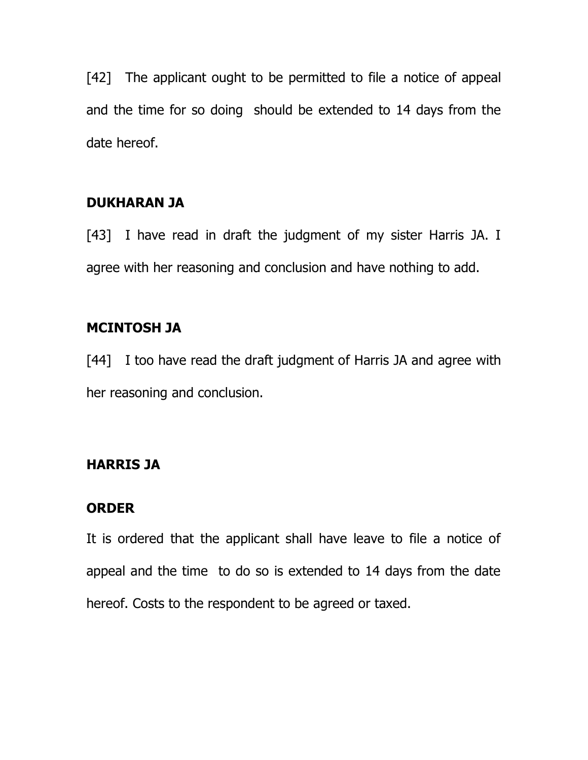[42] The applicant ought to be permitted to file a notice of appeal and the time for so doing should be extended to 14 days from the date hereof.

**DUKHARAN JA**

[43] I have read in draft the judgment of my sister Harris JA. I agree with her reasoning and conclusion and have nothing to add.

**MCINTOSH JA**

[44] I too have read the draft judgment of Harris JA and agree with her reasoning and conclusion.

**HARRIS JA**

**ORDER**

It is ordered that the applicant shall have leave to file a notice of appeal and the time to do so is extended to 14 days from the date hereof. Costs to the respondent to be agreed or taxed.